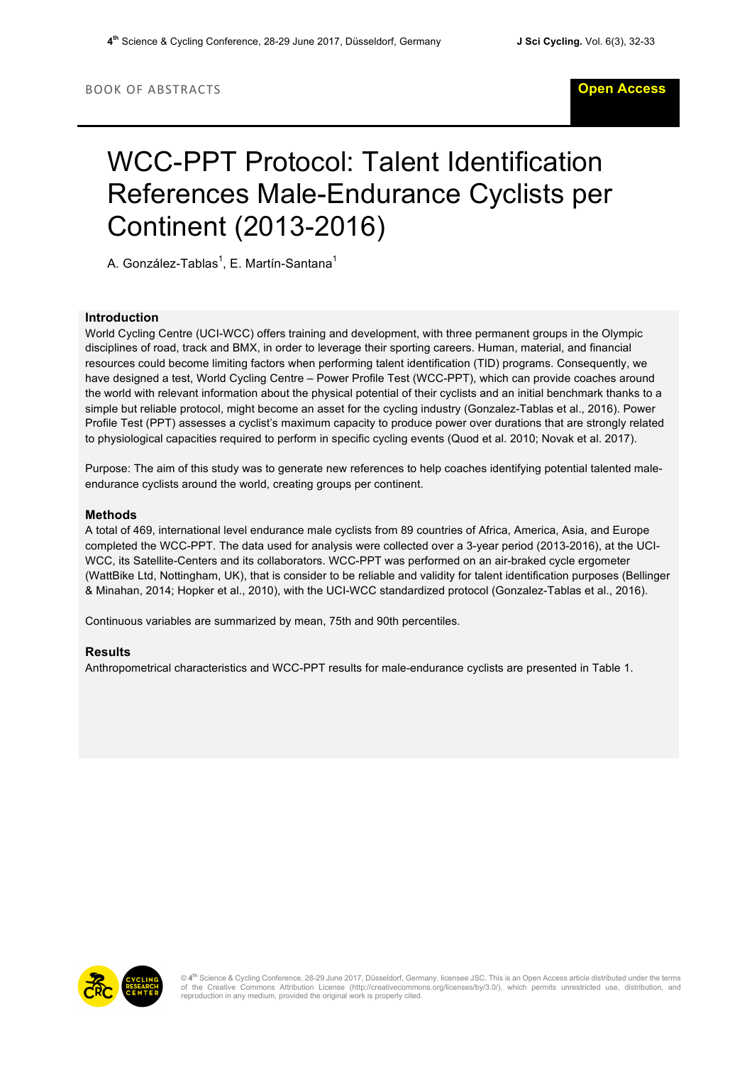BOOK OF ABSTRACTS

Open Access

# WCC-PPT Protocol: Talent Identification References Male-Endurance Cyclists per Continent (2013-2016)

A. González-Tablas[1], E. Martín-Santana[1]

## Introduction

World Cycling Centre (UCI-WCC) offers training and development, with three permanent groups in the Olympic disciplines of road, track and BMX, in order to leverage their sporting careers. Human, material, and financial resources could become limiting factors when performing talent identification (TID) programs. Consequently, we have designed a test, World Cycling Centre – Power Profile Test (WCC-PPT), which can provide coaches around the world with relevant information about the physical potential of their cyclists and an initial benchmark thanks to a simple but reliable protocol, might become an asset for the cycling industry (Gonzalez-Tablas et al., 2016). Power Profile Test (PPT) assesses a cyclist's maximum capacity to produce power over durations that are strongly related to physiological capacities required to perform in specific cycling events (Quod et al. 2010; Novak et al. 2017).

Purpose: The aim of this study was to generate new references to help coaches identifying potential talented male-endurance cyclists around the world, creating groups per continent.

## Methods

A total of 469, international level endurance male cyclists from 89 countries of Africa, America, Asia, and Europe completed the WCC-PPT. The data used for analysis were collected over a 3-year period (2013-2016), at the UCI-WCC, its Satellite-Centers and its collaborators. WCC-PPT was performed on an air-braked cycle ergometer (WattBike Ltd, Nottingham, UK), that is consider to be reliable and validity for talent identification purposes (Bellinger & Minahan, 2014; Hopker et al., 2010), with the UCI-WCC standardized protocol (Gonzalez-Tablas et al., 2016).

Continuous variables are summarized by mean, 75th and 90th percentiles.

## Results

Anthropometrical characteristics and WCC-PPT results for male-endurance cyclists are presented in Table 1.

© 4th Science & Cycling Conference, 28-29 June 2017, Düsseldorf, Germany. licensee JSC. This is an Open Access article distributed under the terms of the Creative Commons Attribution License (http://creativecommons.org/licenses/by/3.0/), which permits unrestricted use, distribution, and reproduction in any medium, provided the original work is properly cited.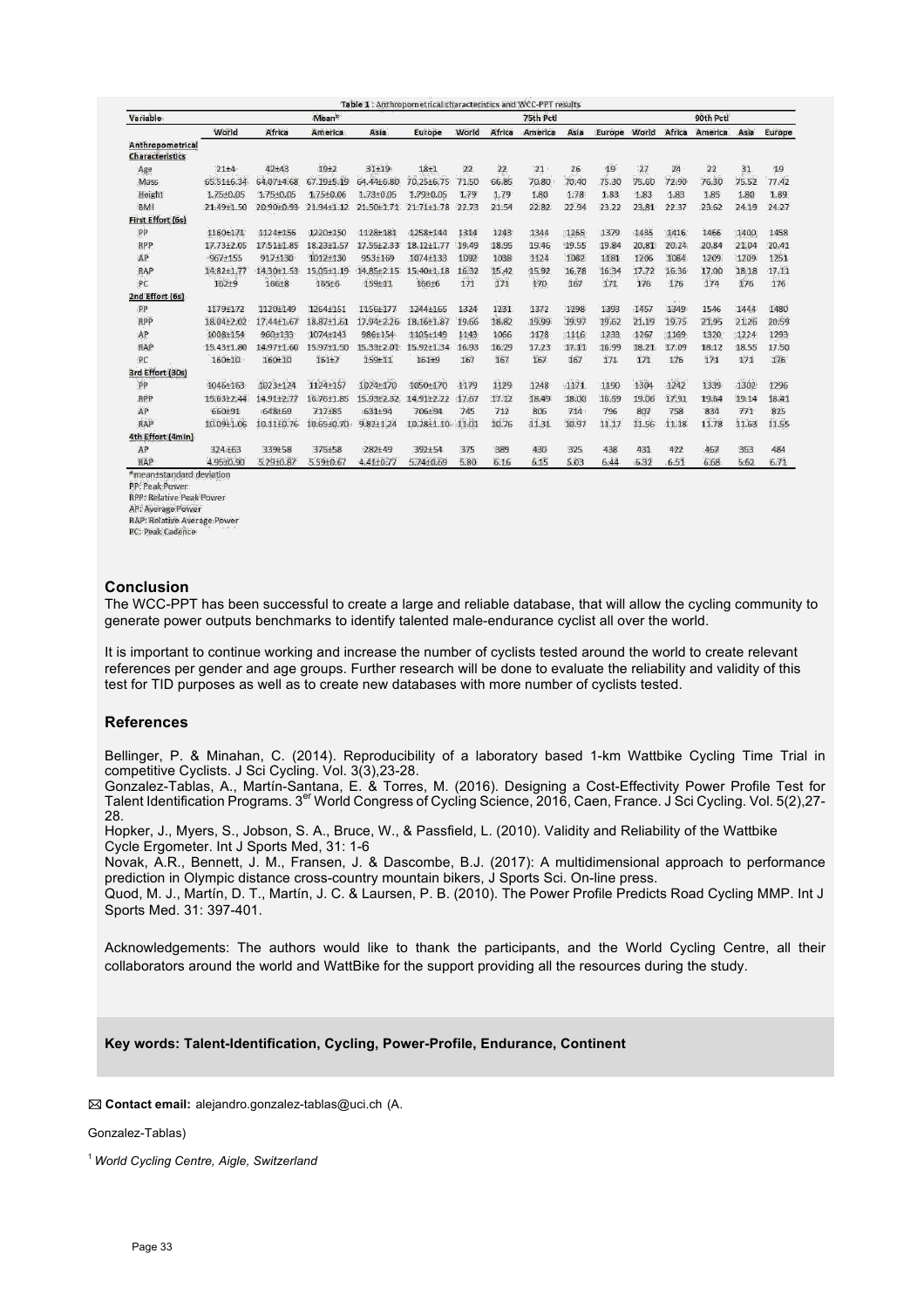Table 1 : Anthropometrical characteristics and WCC-PPT results

| Variable | Mean* | | | | | 75th Pctl | | | | | 90th Pctl | | | | |
|---|---|---|---|---|---|---|---|---|---|---|---|---|---|---|---|
| | World | Africa | America | Asia | Europe | World | Africa | America | Asia | Europe | World | Africa | America | Asia | Europe |
| **Anthropometrical Characteristics** | | | | | | | | | | | | | | | |
| Age | 21±4 | 42±43 | 19±2 | 31±19 | 18±1 | 22 | 22 | 21 | 26 | 19 | 27 | 24 | 22 | 31 | 19 |
| Mass | 65.51±6.34 | 64.07±4.68 | 67.19±5.19 | 64.44±6.80 | 70.25±6.75 | 71.50 | 66.85 | 70.80 | 70.40 | 75.30 | 75.60 | 72.90 | 76.30 | 75.52 | 77.42 |
| Height | 1.75±0.05 | 1.75±0.05 | 1.75±0.06 | 1.73±0.05 | 1.79±0.05 | 1.79 | 1.79 | 1.80 | 1.78 | 1.83 | 1.83 | 1.83 | 1.85 | 1.80 | 1.89 |
| BMI | 21.49±1.50 | 20.90±0.93 | 21.94±1.12 | 21.50±1.71 | 21.71±1.78 | 22.73 | 21.54 | 22.82 | 22.94 | 23.22 | 23.81 | 22.37 | 23.62 | 24.19 | 24.27 |
| **First Effort (6s)** | | | | | | | | | | | | | | | |
| PP | 1160±171 | 1124±156 | 1220±150 | 1128±181 | 1258±144 | 1314 | 1243 | 1344 | 1265 | 1379 | 1435 | 1416 | 1466 | 1400 | 1458 |
| RPP | 17.73±2.05 | 17.51±1.85 | 18.23±1.57 | 17.55±2.33 | 18.12±1.77 | 19.49 | 18.95 | 19.46 | 19.55 | 19.84 | 20.81 | 20.24 | 20.84 | 21.04 | 20.41 |
| AP | 967±155 | 917±130 | 1012±130 | 953±169 | 1074±133 | 1092 | 1038 | 1124 | 1082 | 1181 | 1206 | 1084 | 1209 | 1209 | 1251 |
| RAP | 14.82±1.77 | 14.30±1.53 | 15.05±1.19 | 14.85±2.15 | 15.40±1.18 | 16.32 | 15.42 | 15.92 | 16.78 | 16.34 | 17.72 | 16.36 | 17.00 | 18.18 | 17.11 |
| PC | 162±9 | 166±8 | 165±6 | 159±11 | 166±6 | 171 | 171 | 170 | 167 | 171 | 176 | 176 | 174 | 176 | 176 |
| **2nd Effort (6s)** | | | | | | | | | | | | | | | |
| PP | 1179±172 | 1120±149 | 1264±151 | 1156±177 | 1244±165 | 1324 | 1231 | 1372 | 1298 | 1393 | 1457 | 1349 | 1546 | 1444 | 1480 |
| RPP | 18.04±2.02 | 17.44±1.67 | 18.87±1.61 | 17.94±2.26 | 18.16±1.87 | 19.66 | 18.82 | 19.99 | 19.97 | 19.62 | 21.19 | 19.75 | 21.95 | 21.26 | 20.59 |
| AP | 1008±154 | 960±133 | 1074±143 | 986±154 | 1105±149 | 1143 | 1066 | 1178 | 1116 | 1233 | 1267 | 1169 | 1320 | 1224 | 1293 |
| RAP | 15.43±1.80 | 14.97±1.60 | 15.97±1.50 | 15.33±2.01 | 15.92±1.34 | 16.93 | 16.29 | 17.23 | 17.11 | 16.99 | 18.21 | 17.09 | 18.12 | 18.55 | 17.50 |
| PC | 160±10 | 160±10 | 161±7 | 159±11 | 161±9 | 167 | 167 | 167 | 167 | 171 | 171 | 171 | 171 | 171 | 176 |
| **3rd Effort (30s)** | | | | | | | | | | | | | | | |
| PP | 1046±163 | 1023±124 | 1124±157 | 1024±170 | 1050±170 | 1179 | 1129 | 1248 | 1171 | 1190 | 1304 | 1242 | 1339 | 1302 | 1296 |
| RPP | 15.63±2.44 | 14.91±2.77 | 16.76±1.85 | 15.93±2.32 | 14.91±2.22 | 17.67 | 17.12 | 18.49 | 18.00 | 16.59 | 19.06 | 17.91 | 19.64 | 19.14 | 18.41 |
| AP | 660±91 | 648±69 | 717±85 | 631±94 | 706±94 | 745 | 712 | 806 | 714 | 796 | 807 | 758 | 834 | 771 | 825 |
| RAP | 10.09±1.06 | 10.11±0.76 | 10.65±0.70 | 9.82±1.24 | 10.28±1.10 | 11.01 | 10.76 | 11.31 | 10.97 | 11.17 | 11.56 | 11.18 | 11.78 | 11.63 | 11.55 |
| **4th Effort (4min)** | | | | | | | | | | | | | | | |
| AP | 324±63 | 339±58 | 375±58 | 282±49 | 392±54 | 375 | 389 | 430 | 325 | 438 | 431 | 422 | 467 | 353 | 484 |
| RAP | 4.95±0.90 | 5.29±0.87 | 5.59±0.67 | 4.41±0.77 | 5.74±0.69 | 5.80 | 6.16 | 6.15 | 5.03 | 6.44 | 6.32 | 6.51 | 6.68 | 5.62 | 6.71 |

*mean±standard deviation
PP: Peak Power
RPP: Relative Peak Power
AP: Average Power
RAP: Relative Average Power
PC: Peak Cadence

## Conclusion

The WCC-PPT has been successful to create a large and reliable database, that will allow the cycling community to generate power outputs benchmarks to identify talented male-endurance cyclist all over the world.

It is important to continue working and increase the number of cyclists tested around the world to create relevant references per gender and age groups. Further research will be done to evaluate the reliability and validity of this test for TID purposes as well as to create new databases with more number of cyclists tested.

## References

Bellinger, P. & Minahan, C. (2014). Reproducibility of a laboratory based 1-km Wattbike Cycling Time Trial in competitive Cyclists. J Sci Cycling. Vol. 3(3),23-28.

Gonzalez-Tablas, A., Martín-Santana, E. & Torres, M. (2016). Designing a Cost-Effectivity Power Profile Test for Talent Identification Programs. 3[er] World Congress of Cycling Science, 2016, Caen, France. J Sci Cycling. Vol. 5(2),27-28.

Hopker, J., Myers, S., Jobson, S. A., Bruce, W., & Passfield, L. (2010). Validity and Reliability of the Wattbike Cycle Ergometer. Int J Sports Med, 31: 1-6

Novak, A.R., Bennett, J. M., Fransen, J. & Dascombe, B.J. (2017): A multidimensional approach to performance prediction in Olympic distance cross-country mountain bikers, J Sports Sci. On-line press.

Quod, M. J., Martín, D. T., Martín, J. C. & Laursen, P. B. (2010). The Power Profile Predicts Road Cycling MMP. Int J Sports Med. 31: 397-401.

Acknowledgements: The authors would like to thank the participants, and the World Cycling Centre, all their collaborators around the world and WattBike for the support providing all the resources during the study.

**Key words: Talent-Identification, Cycling, Power-Profile, Endurance, Continent**

✉ **Contact email:** alejandro.gonzalez-tablas@uci.ch (A. Gonzalez-Tablas)

[1] *World Cycling Centre, Aigle, Switzerland*